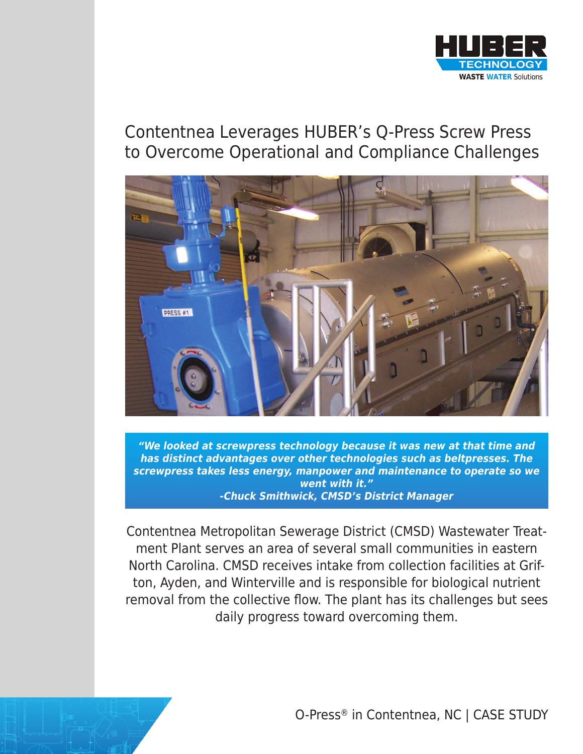# Contentnea Leverages HUBER's Q-Press Screw Press to Overcome Operational and Compliance Challenges

***"We looked at screwpress technology because it was new at that time and has distinct advantages over other technologies such as beltpresses. The screwpress takes less energy, manpower and maintenance to operate so we went with it."***
***-Chuck Smithwick, CMSD's District Manager***

Contentnea Metropolitan Sewerage District (CMSD) Wastewater Treatment Plant serves an area of several small communities in eastern North Carolina. CMSD receives intake from collection facilities at Grifton, Ayden, and Winterville and is responsible for biological nutrient removal from the collective flow. The plant has its challenges but sees daily progress toward overcoming them.

O-Press® in Contentnea, NC | CASE STUDY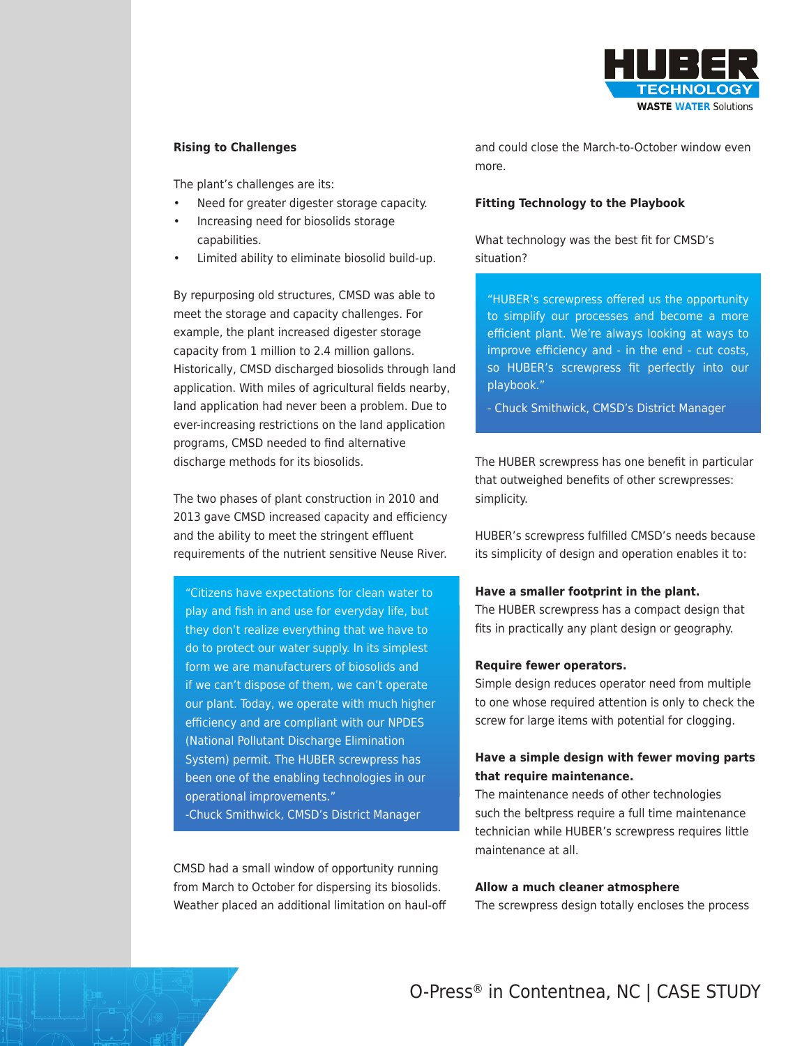## Rising to Challenges

The plant's challenges are its:

- Need for greater digester storage capacity.
- Increasing need for biosolids storage capabilities.
- Limited ability to eliminate biosolid build-up.

By repurposing old structures, CMSD was able to meet the storage and capacity challenges. For example, the plant increased digester storage capacity from 1 million to 2.4 million gallons. Historically, CMSD discharged biosolids through land application. With miles of agricultural fields nearby, land application had never been a problem. Due to ever-increasing restrictions on the land application programs, CMSD needed to find alternative discharge methods for its biosolids.

The two phases of plant construction in 2010 and 2013 gave CMSD increased capacity and efficiency and the ability to meet the stringent effluent requirements of the nutrient sensitive Neuse River.

> "Citizens have expectations for clean water to play and fish in and use for everyday life, but they don't realize everything that we have to do to protect our water supply. In its simplest form we are manufacturers of biosolids and if we can't dispose of them, we can't operate our plant. Today, we operate with much higher efficiency and are compliant with our NPDES (National Pollutant Discharge Elimination System) permit. The HUBER screwpress has been one of the enabling technologies in our operational improvements."
> -Chuck Smithwick, CMSD's District Manager

CMSD had a small window of opportunity running from March to October for dispersing its biosolids. Weather placed an additional limitation on haul-off and could close the March-to-October window even more.

## Fitting Technology to the Playbook

What technology was the best fit for CMSD's situation?

> "HUBER's screwpress offered us the opportunity to simplify our processes and become a more efficient plant. We're always looking at ways to improve efficiency and - in the end - cut costs, so HUBER's screwpress fit perfectly into our playbook."
>
> - Chuck Smithwick, CMSD's District Manager

The HUBER screwpress has one benefit in particular that outweighed benefits of other screwpresses: simplicity.

HUBER's screwpress fulfilled CMSD's needs because its simplicity of design and operation enables it to:

**Have a smaller footprint in the plant.**
The HUBER screwpress has a compact design that fits in practically any plant design or geography.

**Require fewer operators.**
Simple design reduces operator need from multiple to one whose required attention is only to check the screw for large items with potential for clogging.

**Have a simple design with fewer moving parts that require maintenance.**
The maintenance needs of other technologies such the beltpress require a full time maintenance technician while HUBER's screwpress requires little maintenance at all.

**Allow a much cleaner atmosphere**
The screwpress design totally encloses the process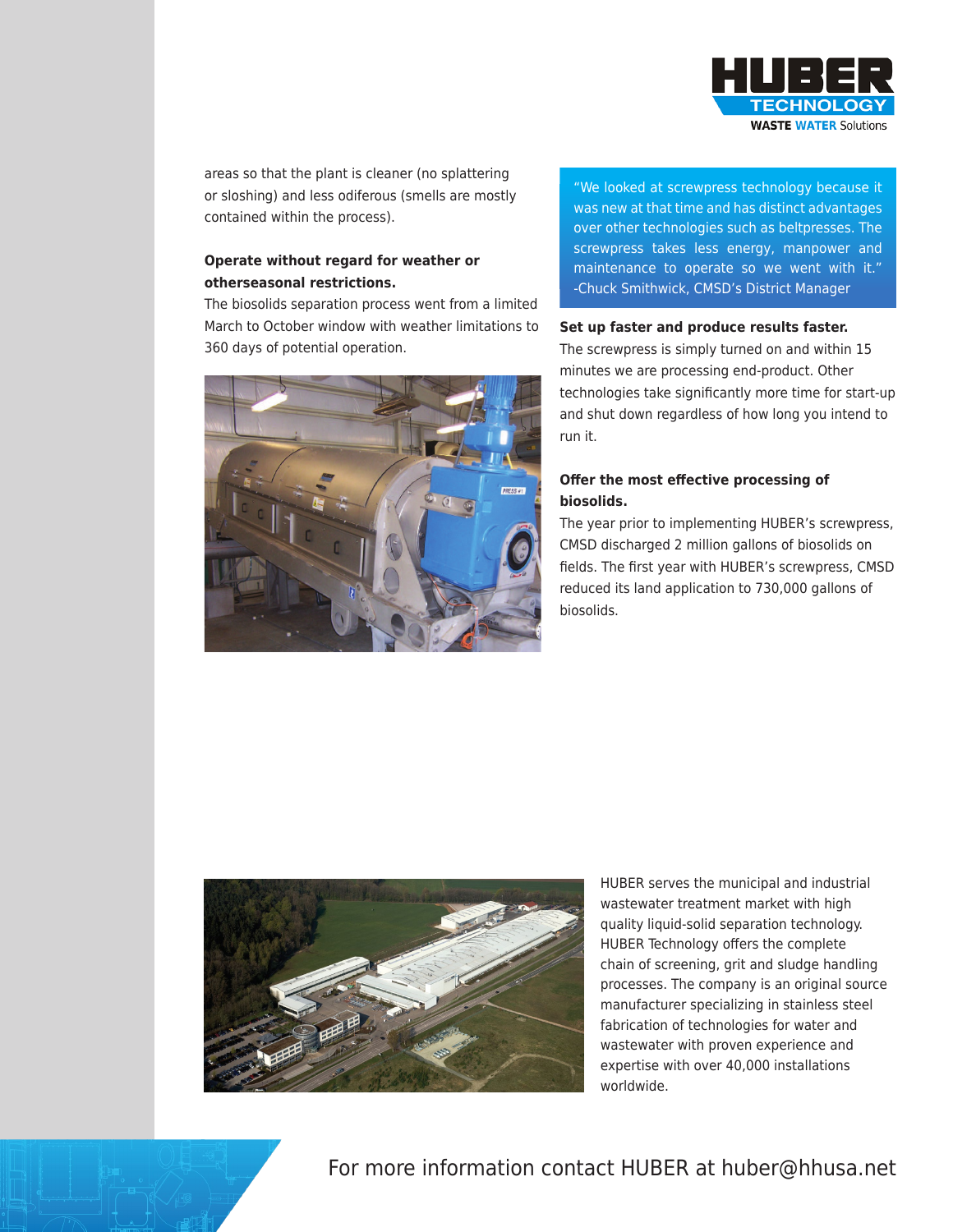areas so that the plant is cleaner (no splattering or sloshing) and less odiferous (smells are mostly contained within the process).

**Operate without regard for weather or otherseasonal restrictions.**

The biosolids separation process went from a limited March to October window with weather limitations to 360 days of potential operation.

"We looked at screwpress technology because it was new at that time and has distinct advantages over other technologies such as beltpresses. The screwpress takes less energy, manpower and maintenance to operate so we went with it." -Chuck Smithwick, CMSD's District Manager

**Set up faster and produce results faster.**

The screwpress is simply turned on and within 15 minutes we are processing end-product. Other technologies take significantly more time for start-up and shut down regardless of how long you intend to run it.

**Offer the most effective processing of biosolids.**

The year prior to implementing HUBER's screwpress, CMSD discharged 2 million gallons of biosolids on fields. The first year with HUBER's screwpress, CMSD reduced its land application to 730,000 gallons of biosolids.

HUBER serves the municipal and industrial wastewater treatment market with high quality liquid-solid separation technology. HUBER Technology offers the complete chain of screening, grit and sludge handling processes. The company is an original source manufacturer specializing in stainless steel fabrication of technologies for water and wastewater with proven experience and expertise with over 40,000 installations worldwide.

For more information contact HUBER at huber@hhusa.net